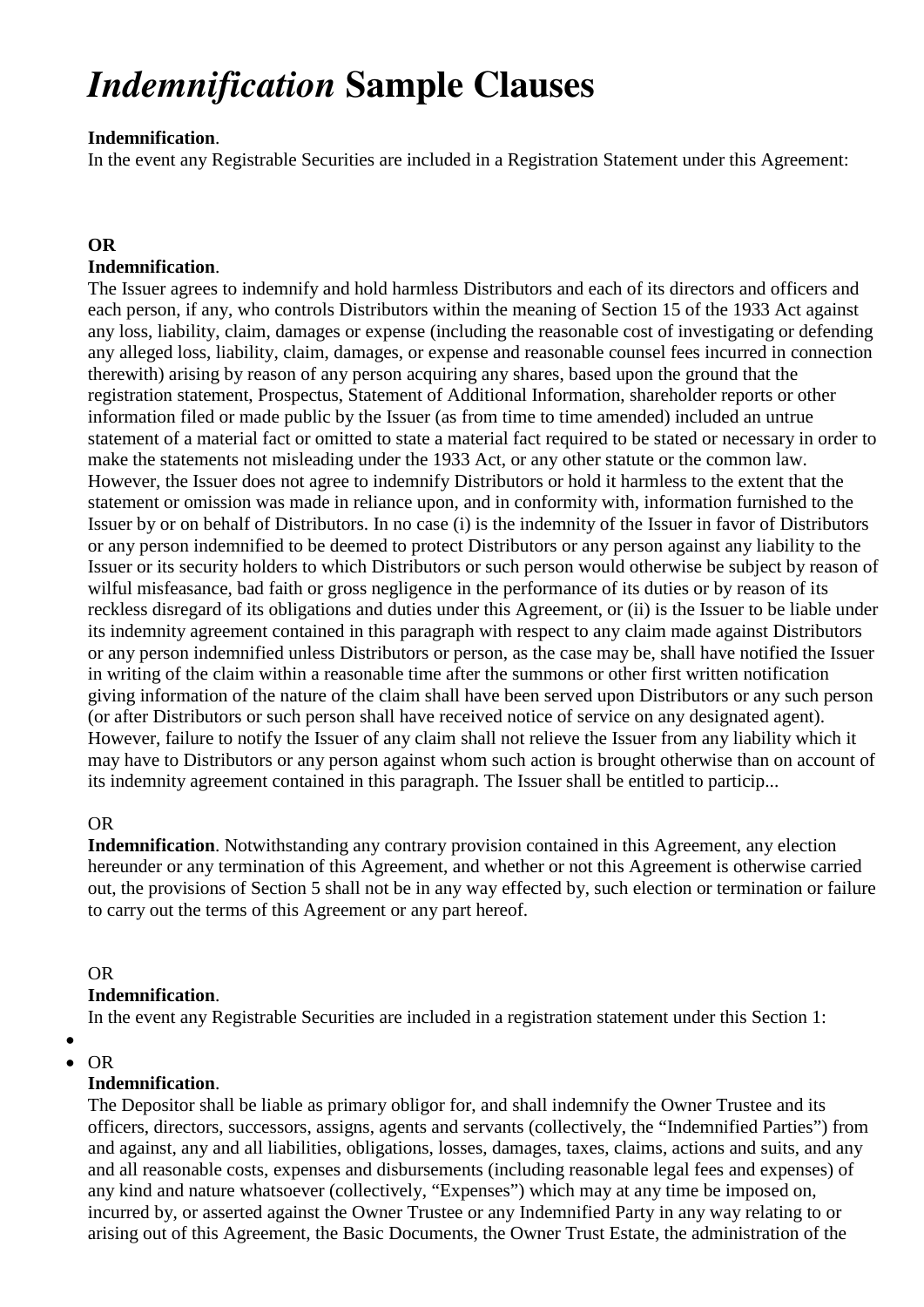# *Indemnification* Sample Clauses

**Indemnification**.
In the event any Registrable Securities are included in a Registration Statement under this Agreement:

**OR**
**Indemnification**.
The Issuer agrees to indemnify and hold harmless Distributors and each of its directors and officers and each person, if any, who controls Distributors within the meaning of Section 15 of the 1933 Act against any loss, liability, claim, damages or expense (including the reasonable cost of investigating or defending any alleged loss, liability, claim, damages, or expense and reasonable counsel fees incurred in connection therewith) arising by reason of any person acquiring any shares, based upon the ground that the registration statement, Prospectus, Statement of Additional Information, shareholder reports or other information filed or made public by the Issuer (as from time to time amended) included an untrue statement of a material fact or omitted to state a material fact required to be stated or necessary in order to make the statements not misleading under the 1933 Act, or any other statute or the common law. However, the Issuer does not agree to indemnify Distributors or hold it harmless to the extent that the statement or omission was made in reliance upon, and in conformity with, information furnished to the Issuer by or on behalf of Distributors. In no case (i) is the indemnity of the Issuer in favor of Distributors or any person indemnified to be deemed to protect Distributors or any person against any liability to the Issuer or its security holders to which Distributors or such person would otherwise be subject by reason of wilful misfeasance, bad faith or gross negligence in the performance of its duties or by reason of its reckless disregard of its obligations and duties under this Agreement, or (ii) is the Issuer to be liable under its indemnity agreement contained in this paragraph with respect to any claim made against Distributors or any person indemnified unless Distributors or person, as the case may be, shall have notified the Issuer in writing of the claim within a reasonable time after the summons or other first written notification giving information of the nature of the claim shall have been served upon Distributors or any such person (or after Distributors or such person shall have received notice of service on any designated agent). However, failure to notify the Issuer of any claim shall not relieve the Issuer from any liability which it may have to Distributors or any person against whom such action is brought otherwise than on account of its indemnity agreement contained in this paragraph. The Issuer shall be entitled to particip...

OR
**Indemnification**. Notwithstanding any contrary provision contained in this Agreement, any election hereunder or any termination of this Agreement, and whether or not this Agreement is otherwise carried out, the provisions of Section 5 shall not be in any way effected by, such election or termination or failure to carry out the terms of this Agreement or any part hereof.

OR
**Indemnification**.
In the event any Registrable Securities are included in a registration statement under this Section 1:

- 
- OR

**Indemnification**.
The Depositor shall be liable as primary obligor for, and shall indemnify the Owner Trustee and its officers, directors, successors, assigns, agents and servants (collectively, the "Indemnified Parties") from and against, any and all liabilities, obligations, losses, damages, taxes, claims, actions and suits, and any and all reasonable costs, expenses and disbursements (including reasonable legal fees and expenses) of any kind and nature whatsoever (collectively, "Expenses") which may at any time be imposed on, incurred by, or asserted against the Owner Trustee or any Indemnified Party in any way relating to or arising out of this Agreement, the Basic Documents, the Owner Trust Estate, the administration of the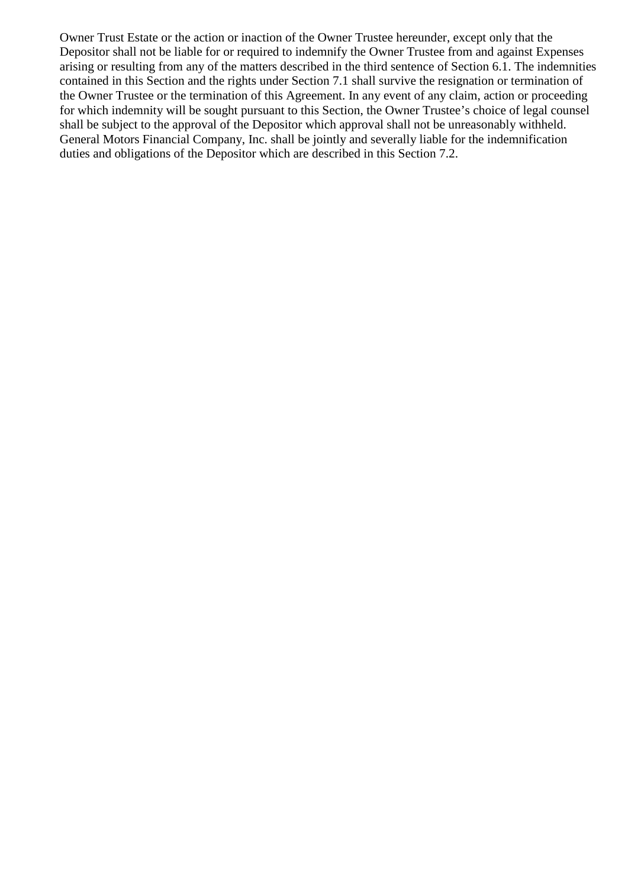Owner Trust Estate or the action or inaction of the Owner Trustee hereunder, except only that the Depositor shall not be liable for or required to indemnify the Owner Trustee from and against Expenses arising or resulting from any of the matters described in the third sentence of Section 6.1. The indemnities contained in this Section and the rights under Section 7.1 shall survive the resignation or termination of the Owner Trustee or the termination of this Agreement. In any event of any claim, action or proceeding for which indemnity will be sought pursuant to this Section, the Owner Trustee's choice of legal counsel shall be subject to the approval of the Depositor which approval shall not be unreasonably withheld. General Motors Financial Company, Inc. shall be jointly and severally liable for the indemnification duties and obligations of the Depositor which are described in this Section 7.2.